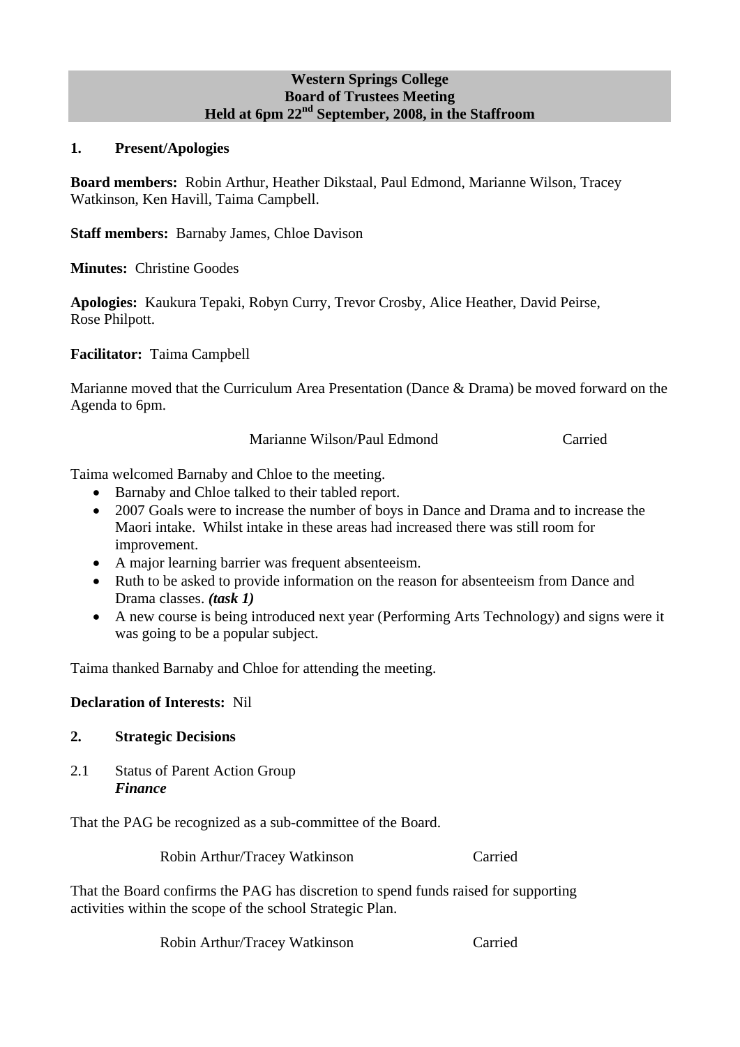**Western Springs College**
**Board of Trustees Meeting**
**Held at 6pm 22nd September, 2008, in the Staffroom**

## 1. Present/Apologies

**Board members:** Robin Arthur, Heather Dikstaal, Paul Edmond, Marianne Wilson, Tracey Watkinson, Ken Havill, Taima Campbell.

**Staff members:** Barnaby James, Chloe Davison

**Minutes:** Christine Goodes

**Apologies:** Kaukura Tepaki, Robyn Curry, Trevor Crosby, Alice Heather, David Peirse, Rose Philpott.

**Facilitator:** Taima Campbell

Marianne moved that the Curriculum Area Presentation (Dance & Drama) be moved forward on the Agenda to 6pm.

Marianne Wilson/Paul Edmond — Carried

Taima welcomed Barnaby and Chloe to the meeting.

- Barnaby and Chloe talked to their tabled report.
- 2007 Goals were to increase the number of boys in Dance and Drama and to increase the Maori intake. Whilst intake in these areas had increased there was still room for improvement.
- A major learning barrier was frequent absenteeism.
- Ruth to be asked to provide information on the reason for absenteeism from Dance and Drama classes. ***(task 1)***
- A new course is being introduced next year (Performing Arts Technology) and signs were it was going to be a popular subject.

Taima thanked Barnaby and Chloe for attending the meeting.

**Declaration of Interests:** Nil

## 2. Strategic Decisions

2.1 Status of Parent Action Group
***Finance***

That the PAG be recognized as a sub-committee of the Board.

Robin Arthur/Tracey Watkinson — Carried

That the Board confirms the PAG has discretion to spend funds raised for supporting activities within the scope of the school Strategic Plan.

Robin Arthur/Tracey Watkinson — Carried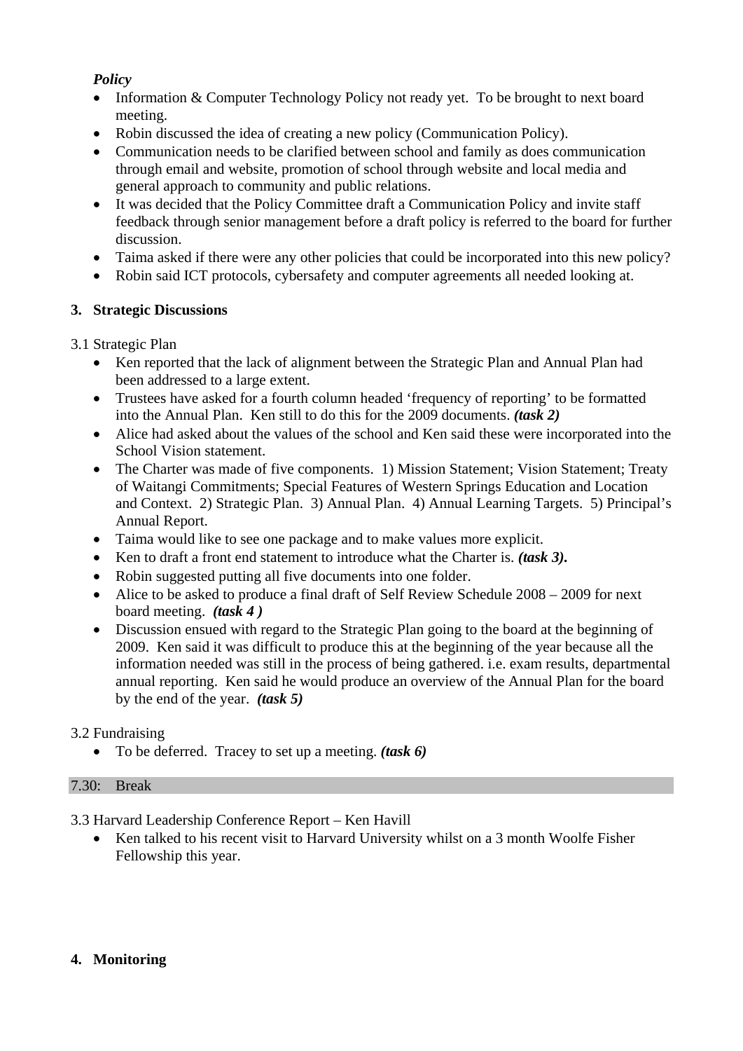***Policy***

- Information & Computer Technology Policy not ready yet. To be brought to next board meeting.
- Robin discussed the idea of creating a new policy (Communication Policy).
- Communication needs to be clarified between school and family as does communication through email and website, promotion of school through website and local media and general approach to community and public relations.
- It was decided that the Policy Committee draft a Communication Policy and invite staff feedback through senior management before a draft policy is referred to the board for further discussion.
- Taima asked if there were any other policies that could be incorporated into this new policy?
- Robin said ICT protocols, cybersafety and computer agreements all needed looking at.

## 3. Strategic Discussions

3.1 Strategic Plan

- Ken reported that the lack of alignment between the Strategic Plan and Annual Plan had been addressed to a large extent.
- Trustees have asked for a fourth column headed 'frequency of reporting' to be formatted into the Annual Plan. Ken still to do this for the 2009 documents. ***(task 2)***
- Alice had asked about the values of the school and Ken said these were incorporated into the School Vision statement.
- The Charter was made of five components. 1) Mission Statement; Vision Statement; Treaty of Waitangi Commitments; Special Features of Western Springs Education and Location and Context. 2) Strategic Plan. 3) Annual Plan. 4) Annual Learning Targets. 5) Principal's Annual Report.
- Taima would like to see one package and to make values more explicit.
- Ken to draft a front end statement to introduce what the Charter is. ***(task 3).***
- Robin suggested putting all five documents into one folder.
- Alice to be asked to produce a final draft of Self Review Schedule 2008 – 2009 for next board meeting. ***(task 4 )***
- Discussion ensued with regard to the Strategic Plan going to the board at the beginning of 2009. Ken said it was difficult to produce this at the beginning of the year because all the information needed was still in the process of being gathered. i.e. exam results, departmental annual reporting. Ken said he would produce an overview of the Annual Plan for the board by the end of the year. ***(task 5)***

3.2 Fundraising

- To be deferred. Tracey to set up a meeting. ***(task 6)***

7.30: Break

3.3 Harvard Leadership Conference Report – Ken Havill

- Ken talked to his recent visit to Harvard University whilst on a 3 month Woolfe Fisher Fellowship this year.

## 4. Monitoring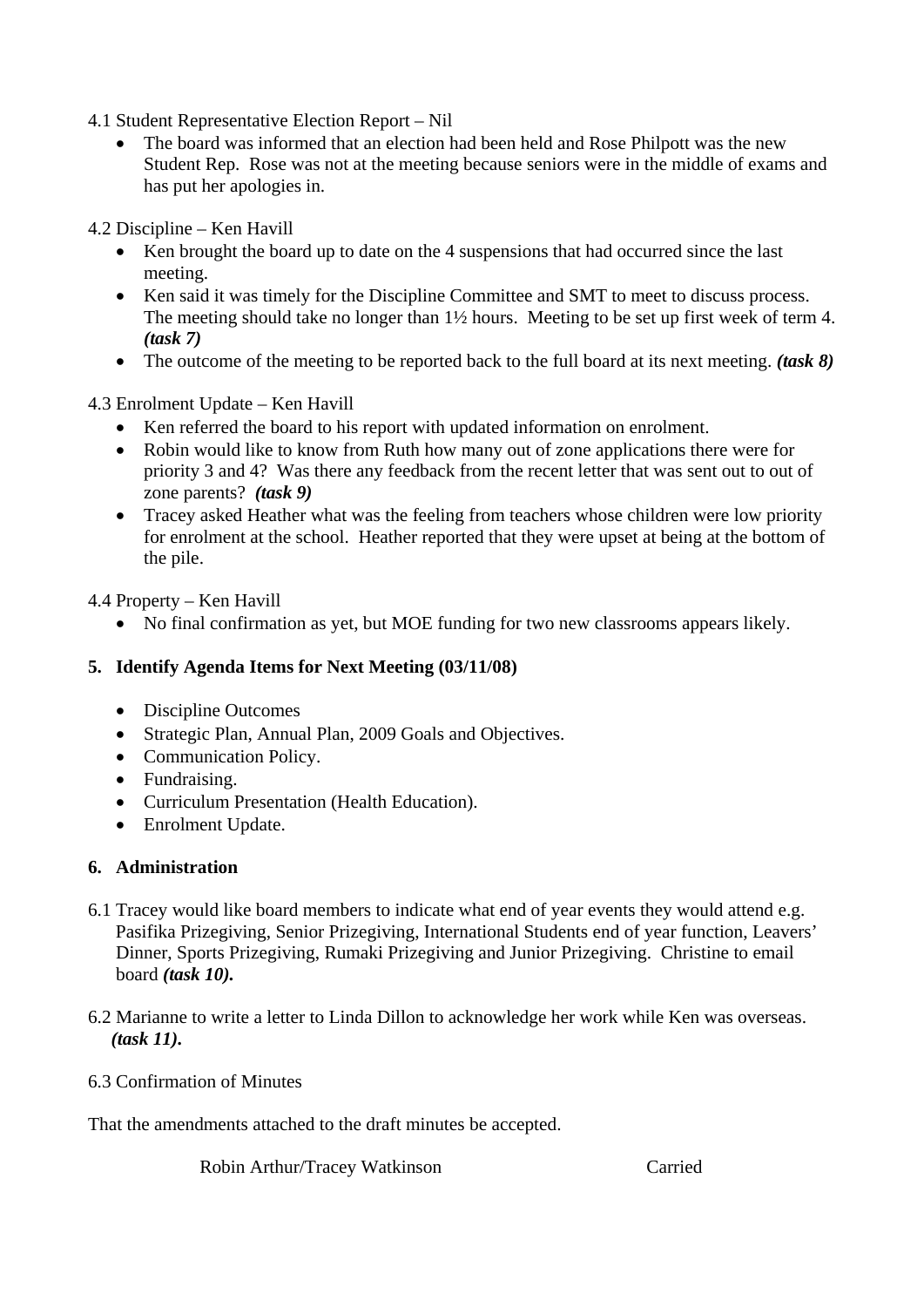4.1 Student Representative Election Report – Nil

- The board was informed that an election had been held and Rose Philpott was the new Student Rep. Rose was not at the meeting because seniors were in the middle of exams and has put her apologies in.

4.2 Discipline – Ken Havill

- Ken brought the board up to date on the 4 suspensions that had occurred since the last meeting.
- Ken said it was timely for the Discipline Committee and SMT to meet to discuss process. The meeting should take no longer than 1½ hours. Meeting to be set up first week of term 4. ***(task 7)***
- The outcome of the meeting to be reported back to the full board at its next meeting. ***(task 8)***

4.3 Enrolment Update – Ken Havill

- Ken referred the board to his report with updated information on enrolment.
- Robin would like to know from Ruth how many out of zone applications there were for priority 3 and 4? Was there any feedback from the recent letter that was sent out to out of zone parents? ***(task 9)***
- Tracey asked Heather what was the feeling from teachers whose children were low priority for enrolment at the school. Heather reported that they were upset at being at the bottom of the pile.

4.4 Property – Ken Havill

- No final confirmation as yet, but MOE funding for two new classrooms appears likely.

## 5. Identify Agenda Items for Next Meeting (03/11/08)

- Discipline Outcomes
- Strategic Plan, Annual Plan, 2009 Goals and Objectives.
- Communication Policy.
- Fundraising.
- Curriculum Presentation (Health Education).
- Enrolment Update.

## 6. Administration

6.1 Tracey would like board members to indicate what end of year events they would attend e.g. Pasifika Prizegiving, Senior Prizegiving, International Students end of year function, Leavers' Dinner, Sports Prizegiving, Rumaki Prizegiving and Junior Prizegiving. Christine to email board ***(task 10).***

6.2 Marianne to write a letter to Linda Dillon to acknowledge her work while Ken was overseas. ***(task 11).***

6.3 Confirmation of Minutes

That the amendments attached to the draft minutes be accepted.

Robin Arthur/Tracey Watkinson Carried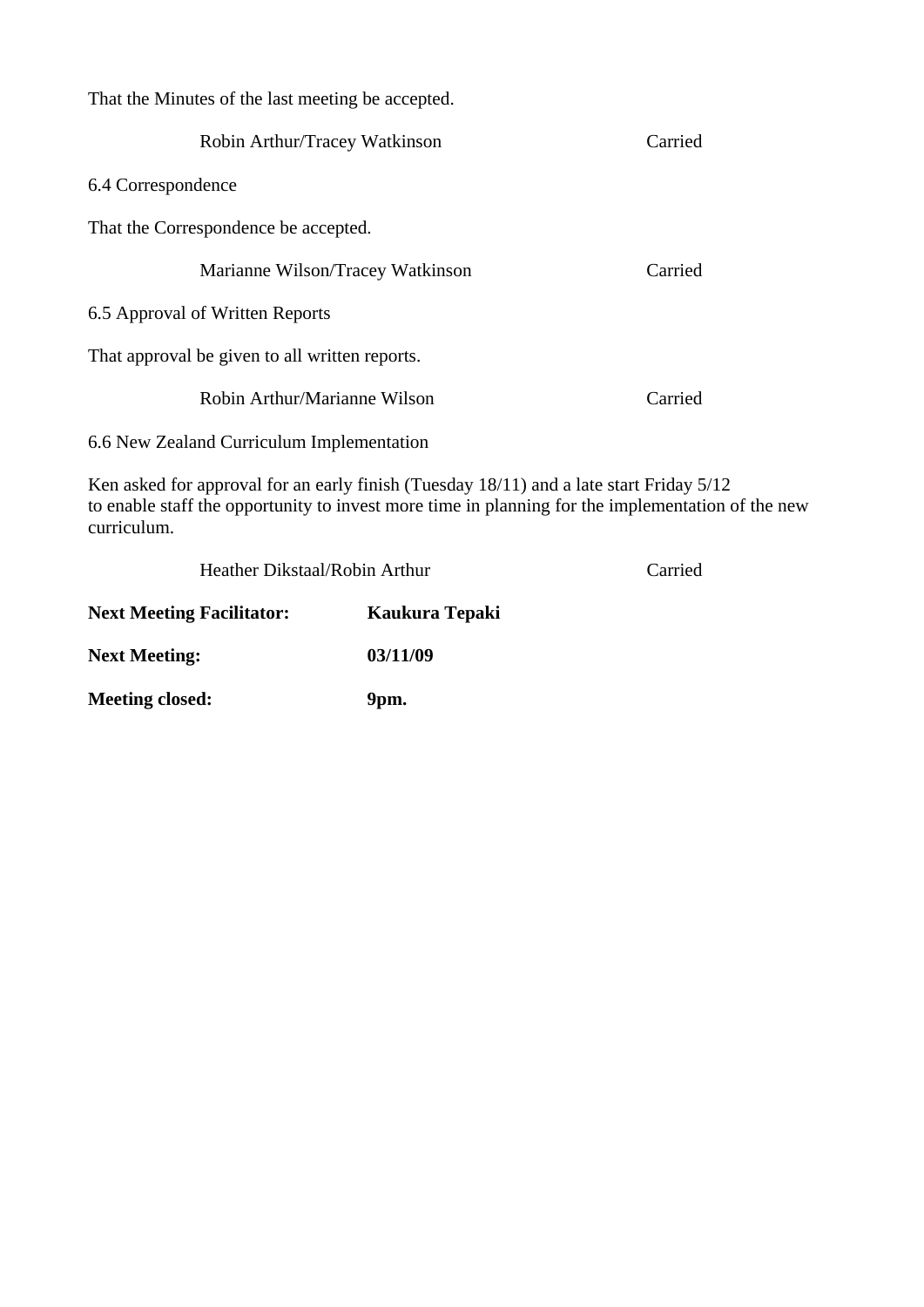That the Minutes of the last meeting be accepted.

Robin Arthur/Tracey Watkinson Carried

6.4 Correspondence

That the Correspondence be accepted.

Marianne Wilson/Tracey Watkinson Carried

6.5 Approval of Written Reports

That approval be given to all written reports.

Robin Arthur/Marianne Wilson Carried

6.6 New Zealand Curriculum Implementation

Ken asked for approval for an early finish (Tuesday 18/11) and a late start Friday 5/12 to enable staff the opportunity to invest more time in planning for the implementation of the new curriculum.

Heather Dikstaal/Robin Arthur Carried

**Next Meeting Facilitator:** **Kaukura Tepaki**

**Next Meeting:** **03/11/09**

**Meeting closed:** **9pm.**